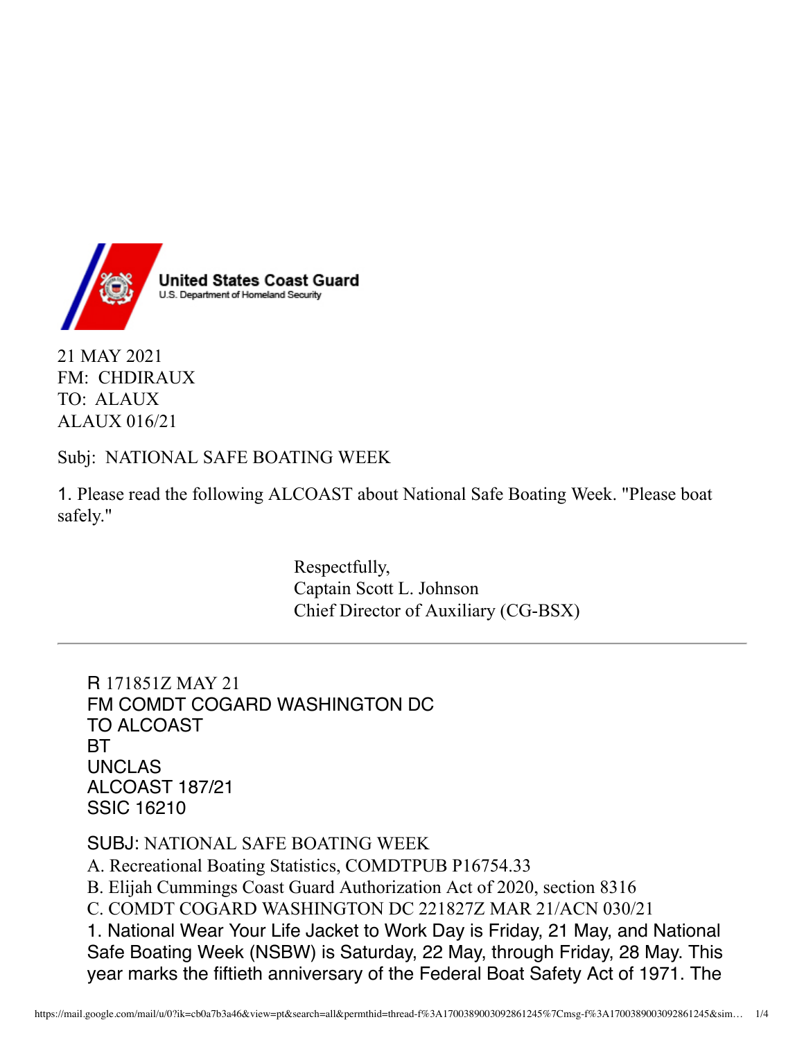**United States Coast Guard**
U.S. Department of Homeland Security

21 MAY 2021
FM: CHDIRAUX
TO: ALAUX
ALAUX 016/21

Subj: NATIONAL SAFE BOATING WEEK

1. Please read the following ALCOAST about National Safe Boating Week. "Please boat safely."

Respectfully,
Captain Scott L. Johnson
Chief Director of Auxiliary (CG-BSX)

---

R 171851Z MAY 21
FM COMDT COGARD WASHINGTON DC
TO ALCOAST
BT
UNCLAS
ALCOAST 187/21
SSIC 16210

SUBJ: NATIONAL SAFE BOATING WEEK
A. Recreational Boating Statistics, COMDTPUB P16754.33
B. Elijah Cummings Coast Guard Authorization Act of 2020, section 8316
C. COMDT COGARD WASHINGTON DC 221827Z MAR 21/ACN 030/21
1. National Wear Your Life Jacket to Work Day is Friday, 21 May, and National Safe Boating Week (NSBW) is Saturday, 22 May, through Friday, 28 May. This year marks the fiftieth anniversary of the Federal Boat Safety Act of 1971. The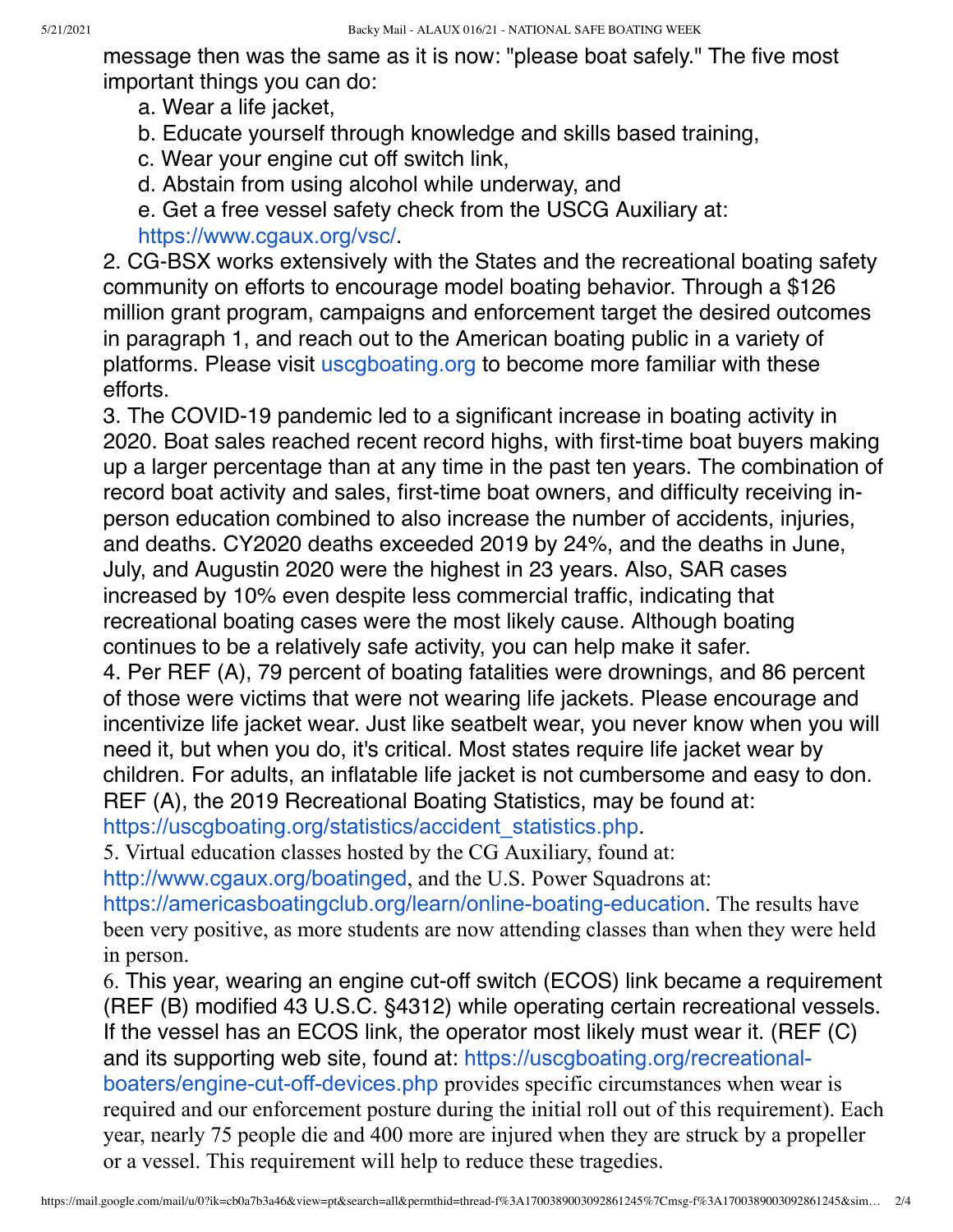message then was the same as it is now: "please boat safely." The five most important things you can do:

a. Wear a life jacket,
b. Educate yourself through knowledge and skills based training,
c. Wear your engine cut off switch link,
d. Abstain from using alcohol while underway, and
e. Get a free vessel safety check from the USCG Auxiliary at: https://www.cgaux.org/vsc/.

2. CG-BSX works extensively with the States and the recreational boating safety community on efforts to encourage model boating behavior. Through a $126 million grant program, campaigns and enforcement target the desired outcomes in paragraph 1, and reach out to the American boating public in a variety of platforms. Please visit uscgboating.org to become more familiar with these efforts.

3. The COVID-19 pandemic led to a significant increase in boating activity in 2020. Boat sales reached recent record highs, with first-time boat buyers making up a larger percentage than at any time in the past ten years. The combination of record boat activity and sales, first-time boat owners, and difficulty receiving in-person education combined to also increase the number of accidents, injuries, and deaths. CY2020 deaths exceeded 2019 by 24%, and the deaths in June, July, and Augustin 2020 were the highest in 23 years. Also, SAR cases increased by 10% even despite less commercial traffic, indicating that recreational boating cases were the most likely cause. Although boating continues to be a relatively safe activity, you can help make it safer.

4. Per REF (A), 79 percent of boating fatalities were drownings, and 86 percent of those were victims that were not wearing life jackets. Please encourage and incentivize life jacket wear. Just like seatbelt wear, you never know when you will need it, but when you do, it's critical. Most states require life jacket wear by children. For adults, an inflatable life jacket is not cumbersome and easy to don. REF (A), the 2019 Recreational Boating Statistics, may be found at: https://uscgboating.org/statistics/accident_statistics.php.

5. Virtual education classes hosted by the CG Auxiliary, found at: http://www.cgaux.org/boatinged, and the U.S. Power Squadrons at: https://americasboatingclub.org/learn/online-boating-education. The results have been very positive, as more students are now attending classes than when they were held in person.

6. This year, wearing an engine cut-off switch (ECOS) link became a requirement (REF (B) modified 43 U.S.C. §4312) while operating certain recreational vessels. If the vessel has an ECOS link, the operator most likely must wear it. (REF (C) and its supporting web site, found at: https://uscgboating.org/recreational-boaters/engine-cut-off-devices.php provides specific circumstances when wear is required and our enforcement posture during the initial roll out of this requirement). Each year, nearly 75 people die and 400 more are injured when they are struck by a propeller or a vessel. This requirement will help to reduce these tragedies.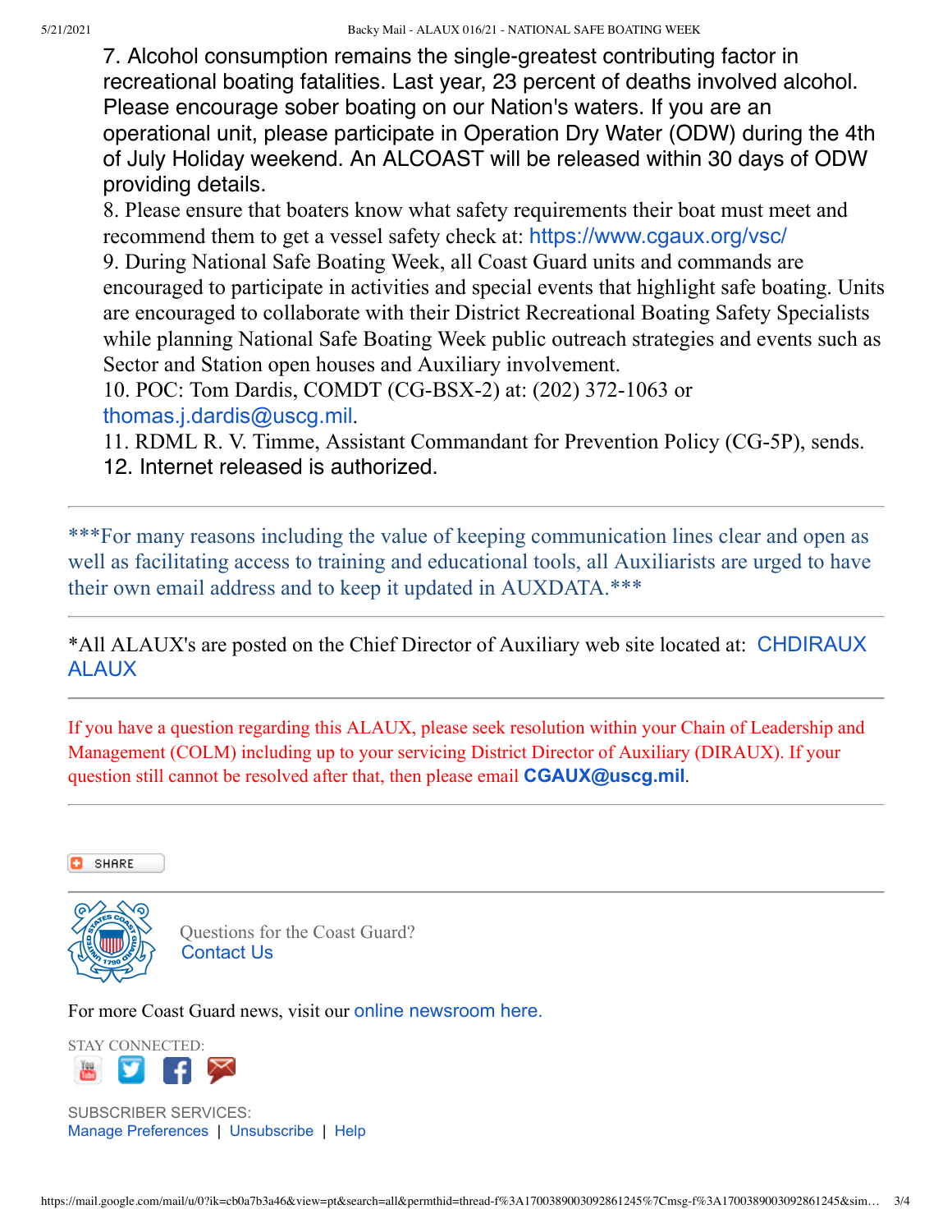7. Alcohol consumption remains the single-greatest contributing factor in recreational boating fatalities. Last year, 23 percent of deaths involved alcohol. Please encourage sober boating on our Nation's waters. If you are an operational unit, please participate in Operation Dry Water (ODW) during the 4th of July Holiday weekend. An ALCOAST will be released within 30 days of ODW providing details.
8. Please ensure that boaters know what safety requirements their boat must meet and recommend them to get a vessel safety check at: https://www.cgaux.org/vsc/
9. During National Safe Boating Week, all Coast Guard units and commands are encouraged to participate in activities and special events that highlight safe boating. Units are encouraged to collaborate with their District Recreational Boating Safety Specialists while planning National Safe Boating Week public outreach strategies and events such as Sector and Station open houses and Auxiliary involvement.
10. POC: Tom Dardis, COMDT (CG-BSX-2) at: (202) 372-1063 or thomas.j.dardis@uscg.mil.
11. RDML R. V. Timme, Assistant Commandant for Prevention Policy (CG-5P), sends.
12. Internet released is authorized.

---

***For many reasons including the value of keeping communication lines clear and open as well as facilitating access to training and educational tools, all Auxiliarists are urged to have their own email address and to keep it updated in AUXDATA.***

---

*All ALAUX's are posted on the Chief Director of Auxiliary web site located at: CHDIRAUX ALAUX

---

If you have a question regarding this ALAUX, please seek resolution within your Chain of Leadership and Management (COLM) including up to your servicing District Director of Auxiliary (DIRAUX). If your question still cannot be resolved after that, then please email **CGAUX@uscg.mil**.

---

SHARE

---

Questions for the Coast Guard?
Contact Us

For more Coast Guard news, visit our online newsroom here.

STAY CONNECTED:

SUBSCRIBER SERVICES:
Manage Preferences | Unsubscribe | Help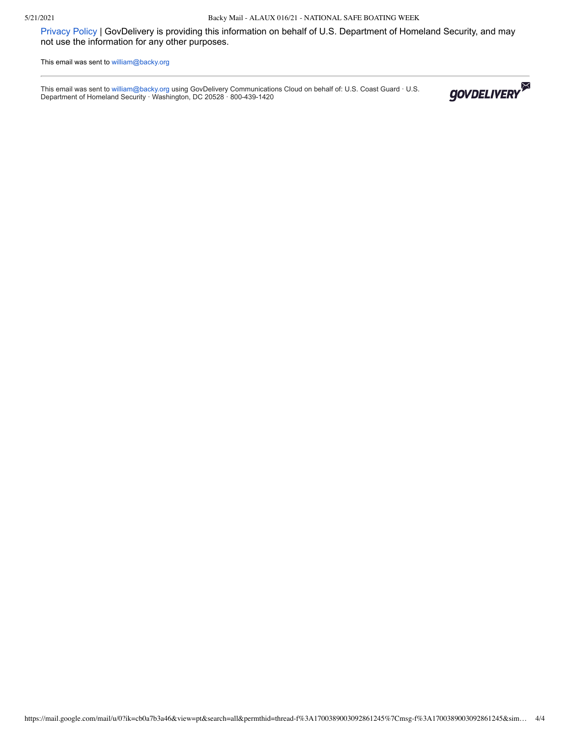Privacy Policy | GovDelivery is providing this information on behalf of U.S. Department of Homeland Security, and may not use the information for any other purposes.

This email was sent to william@backy.org

---

This email was sent to william@backy.org using GovDelivery Communications Cloud on behalf of: U.S. Coast Guard · U.S. Department of Homeland Security · Washington, DC 20528 · 800-439-1420

GOVDELIVERY